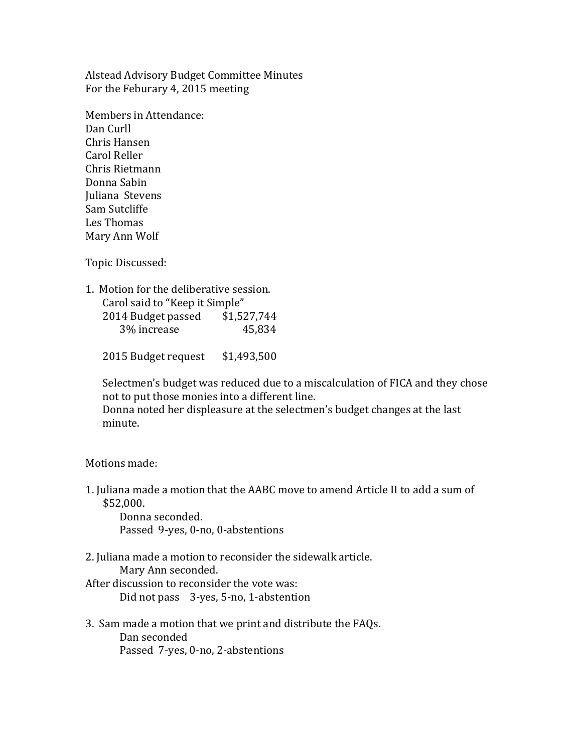Alstead Advisory Budget Committee Minutes
For the Feburary 4, 2015 meeting

Members in Attendance:
Dan Curll
Chris Hansen
Carol Reller
Chris Rietmann
Donna Sabin
Juliana Stevens
Sam Sutcliffe
Les Thomas
Mary Ann Wolf

Topic Discussed:

1. Motion for the deliberative session.
   Carol said to "Keep it Simple"

| | |
|---|---|
| 2014 Budget passed | $1,527,744 |
| 3% increase | 45,834 |
| | |
| 2015 Budget request | $1,493,500 |

   Selectmen's budget was reduced due to a miscalculation of FICA and they chose not to put those monies into a different line.
   Donna noted her displeasure at the selectmen's budget changes at the last minute.

Motions made:

1. Juliana made a motion that the AABC move to amend Article II to add a sum of $52,000.
   Donna seconded.
   Passed 9-yes, 0-no, 0-abstentions

2. Juliana made a motion to reconsider the sidewalk article.
   Mary Ann seconded.
   After discussion to reconsider the vote was:
   Did not pass 3-yes, 5-no, 1-abstention

3. Sam made a motion that we print and distribute the FAQs.
   Dan seconded
   Passed 7-yes, 0-no, 2-abstentions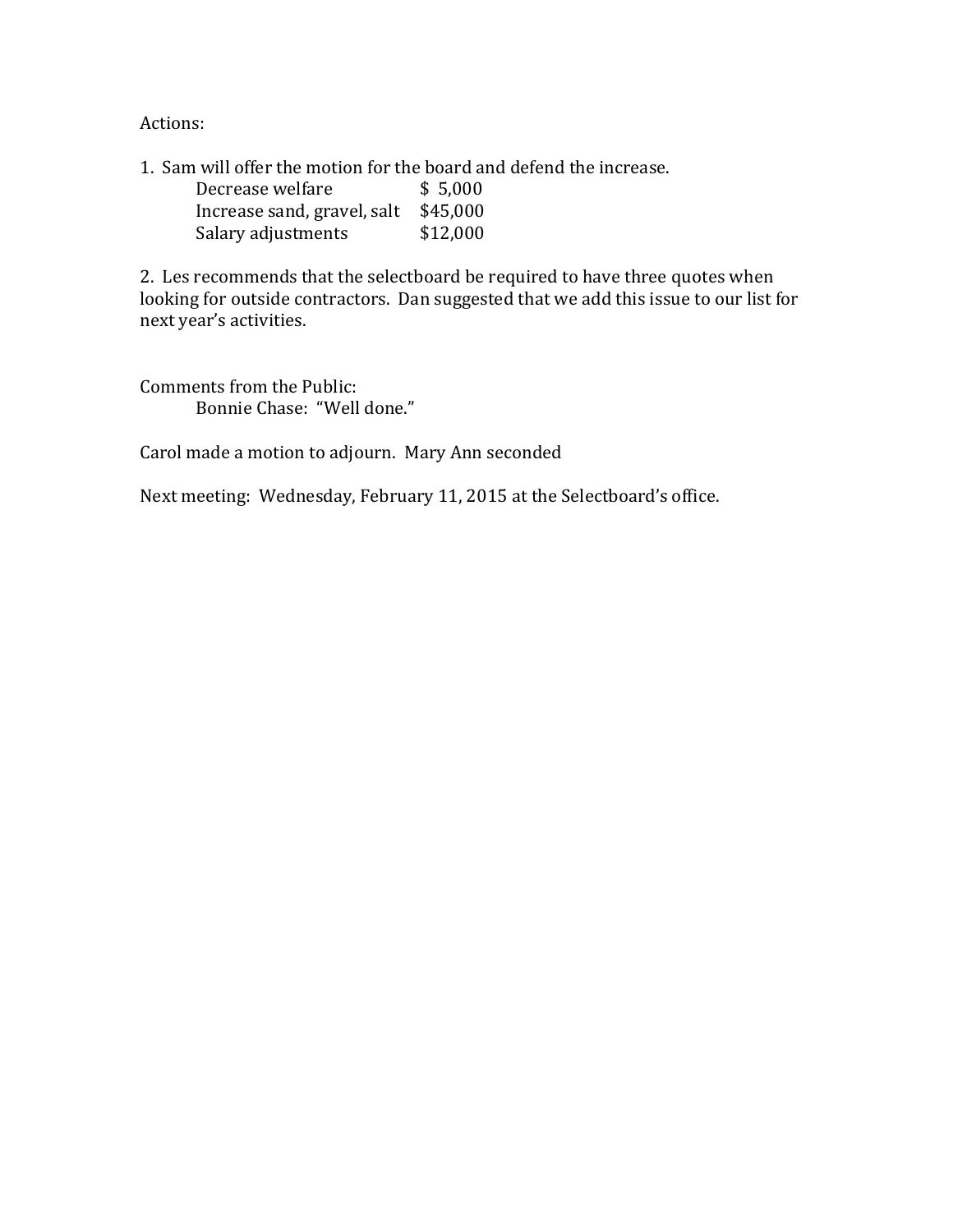Actions:

1. Sam will offer the motion for the board and defend the increase.

| | |
|---|---|
| Decrease welfare | $ 5,000 |
| Increase sand, gravel, salt | $45,000 |
| Salary adjustments | $12,000 |

2. Les recommends that the selectboard be required to have three quotes when looking for outside contractors. Dan suggested that we add this issue to our list for next year's activities.

Comments from the Public:

Bonnie Chase: "Well done."

Carol made a motion to adjourn. Mary Ann seconded

Next meeting: Wednesday, February 11, 2015 at the Selectboard's office.